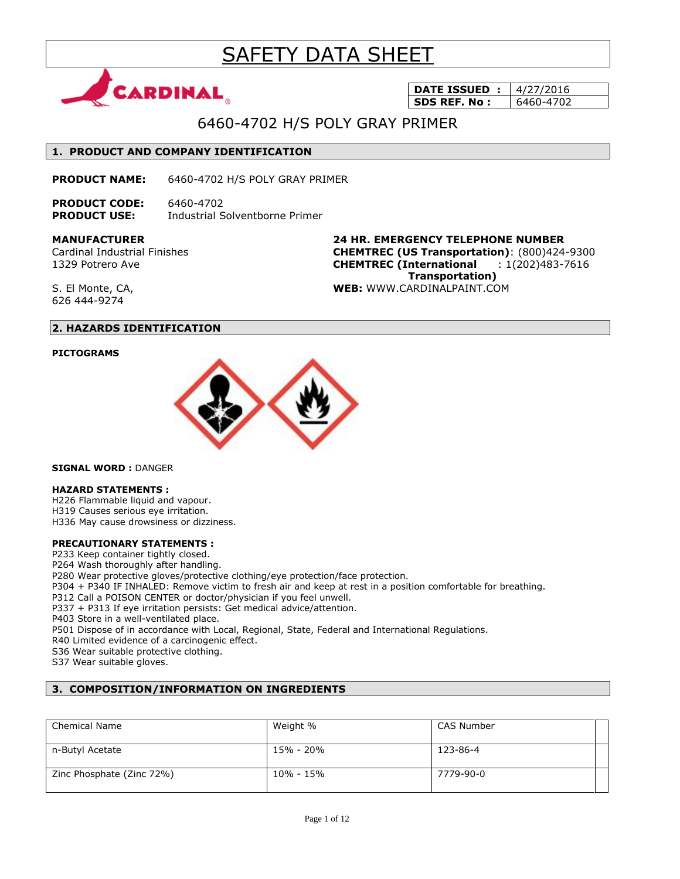# SAFETY DATA SHEET

| DATE ISSUED : | 4/27/2016 |
|---|---|
| SDS REF. No : | 6460-4702 |

## 6460-4702 H/S POLY GRAY PRIMER

## 1. PRODUCT AND COMPANY IDENTIFICATION

**PRODUCT NAME:** 6460-4702 H/S POLY GRAY PRIMER

**PRODUCT CODE:** 6460-4702
**PRODUCT USE:** Industrial Solventborne Primer

**MANUFACTURER**
Cardinal Industrial Finishes
1329 Potrero Ave

S. El Monte, CA,
626 444-9274

**24 HR. EMERGENCY TELEPHONE NUMBER**
**CHEMTREC (US Transportation)**: (800)424-9300
**CHEMTREC (International Transportation)** : 1(202)483-7616
**WEB:** WWW.CARDINALPAINT.COM

## 2. HAZARDS IDENTIFICATION

**PICTOGRAMS**

**SIGNAL WORD :** DANGER

**HAZARD STATEMENTS :**
H226 Flammable liquid and vapour.
H319 Causes serious eye irritation.
H336 May cause drowsiness or dizziness.

**PRECAUTIONARY STATEMENTS :**
P233 Keep container tightly closed.
P264 Wash thoroughly after handling.
P280 Wear protective gloves/protective clothing/eye protection/face protection.
P304 + P340 IF INHALED: Remove victim to fresh air and keep at rest in a position comfortable for breathing.
P312 Call a POISON CENTER or doctor/physician if you feel unwell.
P337 + P313 If eye irritation persists: Get medical advice/attention.
P403 Store in a well-ventilated place.
P501 Dispose of in accordance with Local, Regional, State, Federal and International Regulations.
R40 Limited evidence of a carcinogenic effect.
S36 Wear suitable protective clothing.
S37 Wear suitable gloves.

## 3. COMPOSITION/INFORMATION ON INGREDIENTS

| Chemical Name | Weight % | CAS Number | |
|---|---|---|---|
| n-Butyl Acetate | 15% - 20% | 123-86-4 | |
| Zinc Phosphate (Zinc 72%) | 10% - 15% | 7779-90-0 | |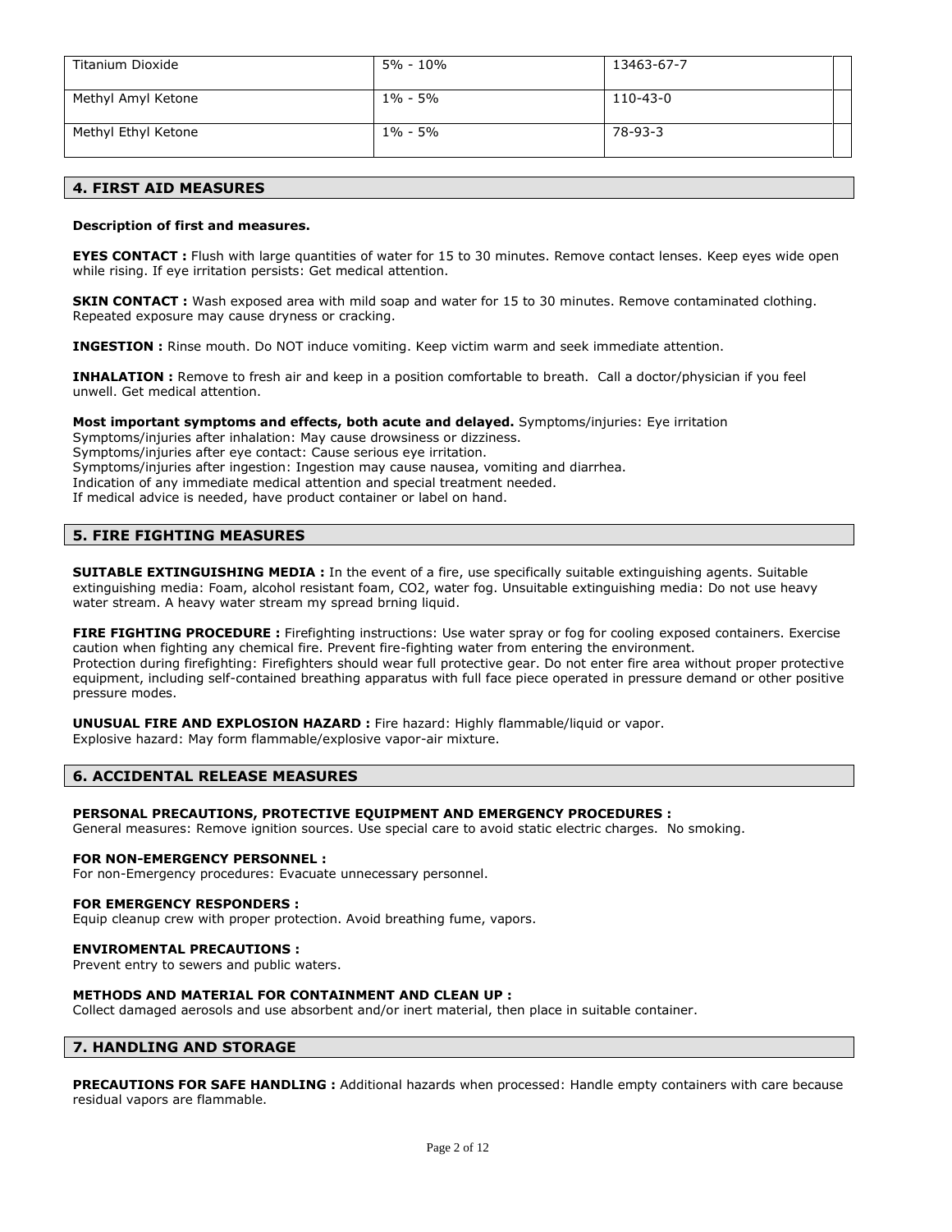| Titanium Dioxide | 5% - 10% | 13463-67-7 | |
|---|---|---|---|
| Methyl Amyl Ketone | 1% - 5% | 110-43-0 | |
| Methyl Ethyl Ketone | 1% - 5% | 78-93-3 | |

## 4. FIRST AID MEASURES

**Description of first and measures.**

**EYES CONTACT :** Flush with large quantities of water for 15 to 30 minutes. Remove contact lenses. Keep eyes wide open while rising. If eye irritation persists: Get medical attention.

**SKIN CONTACT :** Wash exposed area with mild soap and water for 15 to 30 minutes. Remove contaminated clothing. Repeated exposure may cause dryness or cracking.

**INGESTION :** Rinse mouth. Do NOT induce vomiting. Keep victim warm and seek immediate attention.

**INHALATION :** Remove to fresh air and keep in a position comfortable to breath. Call a doctor/physician if you feel unwell. Get medical attention.

**Most important symptoms and effects, both acute and delayed.** Symptoms/injuries: Eye irritation
Symptoms/injuries after inhalation: May cause drowsiness or dizziness.
Symptoms/injuries after eye contact: Cause serious eye irritation.
Symptoms/injuries after ingestion: Ingestion may cause nausea, vomiting and diarrhea.
Indication of any immediate medical attention and special treatment needed.
If medical advice is needed, have product container or label on hand.

## 5. FIRE FIGHTING MEASURES

**SUITABLE EXTINGUISHING MEDIA :** In the event of a fire, use specifically suitable extinguishing agents. Suitable extinguishing media: Foam, alcohol resistant foam, $CO_2$, water fog. Unsuitable extinguishing media: Do not use heavy water stream. A heavy water stream my spread brning liquid.

**FIRE FIGHTING PROCEDURE :** Firefighting instructions: Use water spray or fog for cooling exposed containers. Exercise caution when fighting any chemical fire. Prevent fire-fighting water from entering the environment.
Protection during firefighting: Firefighters should wear full protective gear. Do not enter fire area without proper protective equipment, including self-contained breathing apparatus with full face piece operated in pressure demand or other positive pressure modes.

**UNUSUAL FIRE AND EXPLOSION HAZARD :** Fire hazard: Highly flammable/liquid or vapor.
Explosive hazard: May form flammable/explosive vapor-air mixture.

## 6. ACCIDENTAL RELEASE MEASURES

**PERSONAL PRECAUTIONS, PROTECTIVE EQUIPMENT AND EMERGENCY PROCEDURES :**
General measures: Remove ignition sources. Use special care to avoid static electric charges. No smoking.

**FOR NON-EMERGENCY PERSONNEL :**
For non-Emergency procedures: Evacuate unnecessary personnel.

**FOR EMERGENCY RESPONDERS :**
Equip cleanup crew with proper protection. Avoid breathing fume, vapors.

**ENVIROMENTAL PRECAUTIONS :**
Prevent entry to sewers and public waters.

**METHODS AND MATERIAL FOR CONTAINMENT AND CLEAN UP :**
Collect damaged aerosols and use absorbent and/or inert material, then place in suitable container.

## 7. HANDLING AND STORAGE

**PRECAUTIONS FOR SAFE HANDLING :** Additional hazards when processed: Handle empty containers with care because residual vapors are flammable.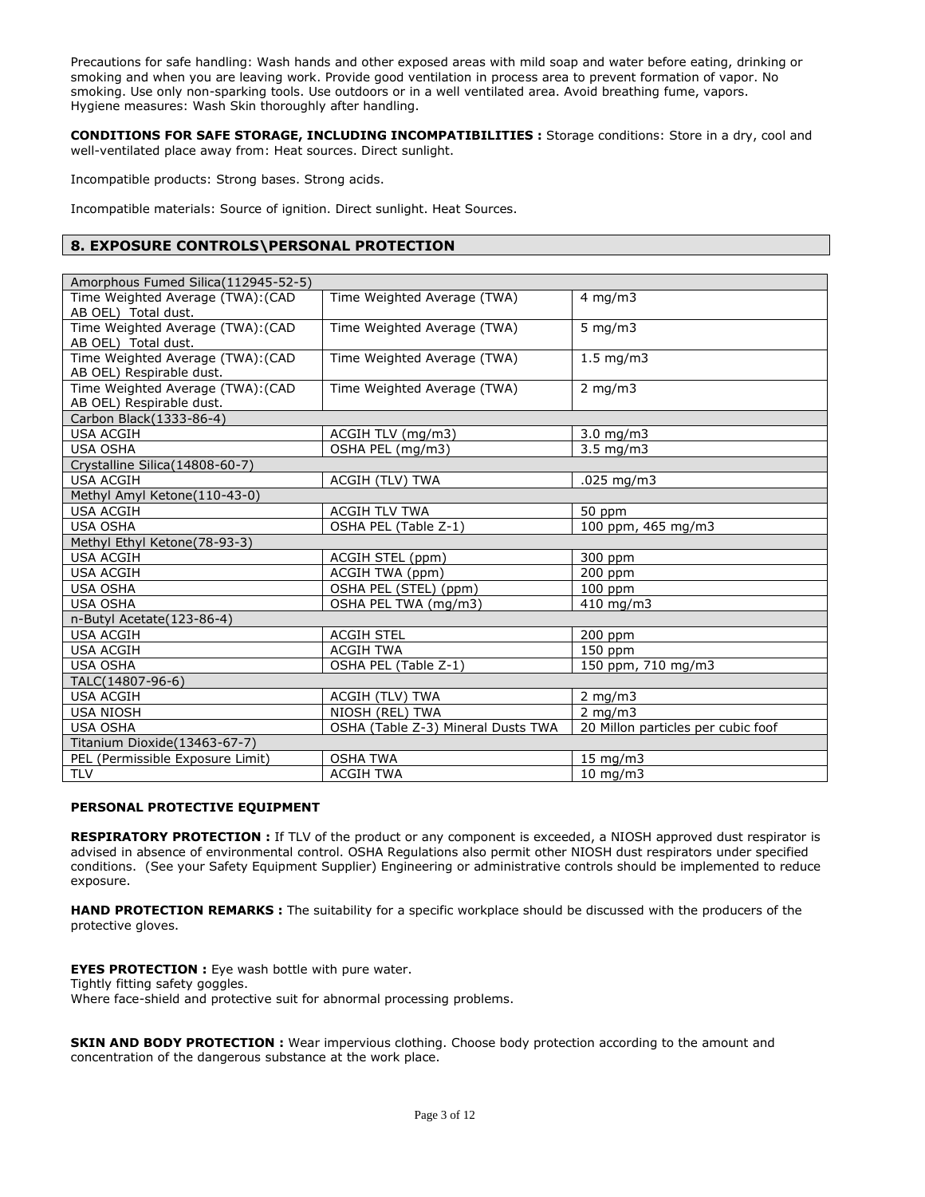Precautions for safe handling: Wash hands and other exposed areas with mild soap and water before eating, drinking or smoking and when you are leaving work. Provide good ventilation in process area to prevent formation of vapor. No smoking. Use only non-sparking tools. Use outdoors or in a well ventilated area. Avoid breathing fume, vapors. Hygiene measures: Wash Skin thoroughly after handling.

**CONDITIONS FOR SAFE STORAGE, INCLUDING INCOMPATIBILITIES :** Storage conditions: Store in a dry, cool and well-ventilated place away from: Heat sources. Direct sunlight.

Incompatible products: Strong bases. Strong acids.

Incompatible materials: Source of ignition. Direct sunlight. Heat Sources.

## 8. EXPOSURE CONTROLS\PERSONAL PROTECTION

| Amorphous Fumed Silica(112945-52-5) | | |
|---|---|---|
| Time Weighted Average (TWA):(CAD AB OEL) Total dust. | Time Weighted Average (TWA) | 4 mg/m3 |
| Time Weighted Average (TWA):(CAD AB OEL) Total dust. | Time Weighted Average (TWA) | 5 mg/m3 |
| Time Weighted Average (TWA):(CAD AB OEL) Respirable dust. | Time Weighted Average (TWA) | 1.5 mg/m3 |
| Time Weighted Average (TWA):(CAD AB OEL) Respirable dust. | Time Weighted Average (TWA) | 2 mg/m3 |
| Carbon Black(1333-86-4) | | |
| USA ACGIH | ACGIH TLV (mg/m3) | 3.0 mg/m3 |
| USA OSHA | OSHA PEL (mg/m3) | 3.5 mg/m3 |
| Crystalline Silica(14808-60-7) | | |
| USA ACGIH | ACGIH (TLV) TWA | .025 mg/m3 |
| Methyl Amyl Ketone(110-43-0) | | |
| USA ACGIH | ACGIH TLV TWA | 50 ppm |
| USA OSHA | OSHA PEL (Table Z-1) | 100 ppm, 465 mg/m3 |
| Methyl Ethyl Ketone(78-93-3) | | |
| USA ACGIH | ACGIH STEL (ppm) | 300 ppm |
| USA ACGIH | ACGIH TWA (ppm) | 200 ppm |
| USA OSHA | OSHA PEL (STEL) (ppm) | 100 ppm |
| USA OSHA | OSHA PEL TWA (mg/m3) | 410 mg/m3 |
| n-Butyl Acetate(123-86-4) | | |
| USA ACGIH | ACGIH STEL | 200 ppm |
| USA ACGIH | ACGIH TWA | 150 ppm |
| USA OSHA | OSHA PEL (Table Z-1) | 150 ppm, 710 mg/m3 |
| TALC(14807-96-6) | | |
| USA ACGIH | ACGIH (TLV) TWA | 2 mg/m3 |
| USA NIOSH | NIOSH (REL) TWA | 2 mg/m3 |
| USA OSHA | OSHA (Table Z-3) Mineral Dusts TWA | 20 Millon particles per cubic foof |
| Titanium Dioxide(13463-67-7) | | |
| PEL (Permissible Exposure Limit) | OSHA TWA | 15 mg/m3 |
| TLV | ACGIH TWA | 10 mg/m3 |

### PERSONAL PROTECTIVE EQUIPMENT

**RESPIRATORY PROTECTION :** If TLV of the product or any component is exceeded, a NIOSH approved dust respirator is advised in absence of environmental control. OSHA Regulations also permit other NIOSH dust respirators under specified conditions. (See your Safety Equipment Supplier) Engineering or administrative controls should be implemented to reduce exposure.

**HAND PROTECTION REMARKS :** The suitability for a specific workplace should be discussed with the producers of the protective gloves.

**EYES PROTECTION :** Eye wash bottle with pure water.
Tightly fitting safety goggles.
Where face-shield and protective suit for abnormal processing problems.

**SKIN AND BODY PROTECTION :** Wear impervious clothing. Choose body protection according to the amount and concentration of the dangerous substance at the work place.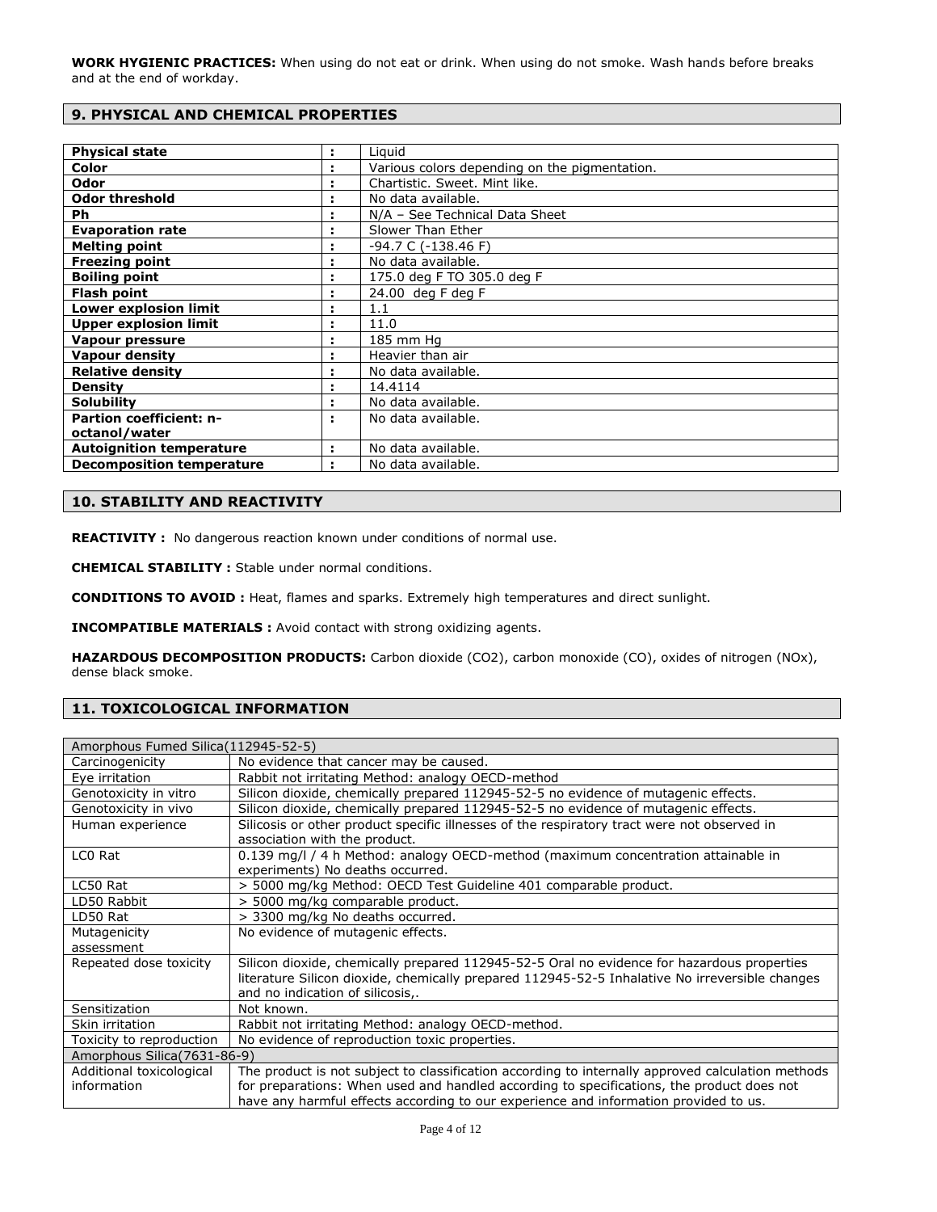**WORK HYGIENIC PRACTICES:** When using do not eat or drink. When using do not smoke. Wash hands before breaks and at the end of workday.

## 9. PHYSICAL AND CHEMICAL PROPERTIES

| | | |
|---|---|---|
| **Physical state** | : | Liquid |
| **Color** | : | Various colors depending on the pigmentation. |
| **Odor** | : | Chartistic. Sweet. Mint like. |
| **Odor threshold** | : | No data available. |
| **Ph** | : | N/A – See Technical Data Sheet |
| **Evaporation rate** | : | Slower Than Ether |
| **Melting point** | : | -94.7 C (-138.46 F) |
| **Freezing point** | : | No data available. |
| **Boiling point** | : | 175.0 deg F TO 305.0 deg F |
| **Flash point** | : | 24.00 deg F deg F |
| **Lower explosion limit** | : | 1.1 |
| **Upper explosion limit** | : | 11.0 |
| **Vapour pressure** | : | 185 mm Hg |
| **Vapour density** | : | Heavier than air |
| **Relative density** | : | No data available. |
| **Density** | : | 14.4114 |
| **Solubility** | : | No data available. |
| **Partion coefficient: n-octanol/water** | : | No data available. |
| **Autoignition temperature** | : | No data available. |
| **Decomposition temperature** | : | No data available. |

## 10. STABILITY AND REACTIVITY

**REACTIVITY :** No dangerous reaction known under conditions of normal use.

**CHEMICAL STABILITY :** Stable under normal conditions.

**CONDITIONS TO AVOID :** Heat, flames and sparks. Extremely high temperatures and direct sunlight.

**INCOMPATIBLE MATERIALS :** Avoid contact with strong oxidizing agents.

**HAZARDOUS DECOMPOSITION PRODUCTS:** Carbon dioxide ($CO_2$), carbon monoxide (CO), oxides of nitrogen ($NO_x$), dense black smoke.

## 11. TOXICOLOGICAL INFORMATION

| Amorphous Fumed Silica(112945-52-5) | |
|---|---|
| Carcinogenicity | No evidence that cancer may be caused. |
| Eye irritation | Rabbit not irritating Method: analogy OECD-method |
| Genotoxicity in vitro | Silicon dioxide, chemically prepared 112945-52-5 no evidence of mutagenic effects. |
| Genotoxicity in vivo | Silicon dioxide, chemically prepared 112945-52-5 no evidence of mutagenic effects. |
| Human experience | Silicosis or other product specific illnesses of the respiratory tract were not observed in association with the product. |
| LC0 Rat | 0.139 mg/l / 4 h Method: analogy OECD-method (maximum concentration attainable in experiments) No deaths occurred. |
| LC50 Rat | > 5000 mg/kg Method: OECD Test Guideline 401 comparable product. |
| LD50 Rabbit | > 5000 mg/kg comparable product. |
| LD50 Rat | > 3300 mg/kg No deaths occurred. |
| Mutagenicity assessment | No evidence of mutagenic effects. |
| Repeated dose toxicity | Silicon dioxide, chemically prepared 112945-52-5 Oral no evidence for hazardous properties literature Silicon dioxide, chemically prepared 112945-52-5 Inhalative No irreversible changes and no indication of silicosis,. |
| Sensitization | Not known. |
| Skin irritation | Rabbit not irritating Method: analogy OECD-method. |
| Toxicity to reproduction | No evidence of reproduction toxic properties. |
| Amorphous Silica(7631-86-9) | |
| Additional toxicological information | The product is not subject to classification according to internally approved calculation methods for preparations: When used and handled according to specifications, the product does not have any harmful effects according to our experience and information provided to us. |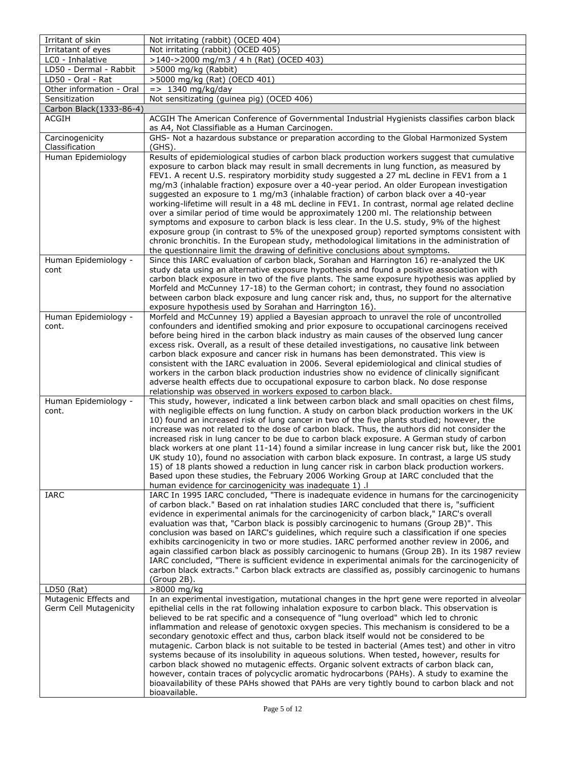| Irritant of skin | Not irritating (rabbit) (OCED 404) |
|---|---|
| Irritatant of eyes | Not irritating (rabbit) (OCED 405) |
| LC0 - Inhalative | >140->2000 mg/m3 / 4 h (Rat) (OCED 403) |
| LD50 - Dermal - Rabbit | >5000 mg/kg (Rabbit) |
| LD50 - Oral - Rat | >5000 mg/kg (Rat) (OECD 401) |
| Other information - Oral | => 1340 mg/kg/day |
| Sensitization | Not sensitizating (guinea pig) (OCED 406) |
| Carbon Black(1333-86-4) | |
| ACGIH | ACGIH The American Conference of Governmental Industrial Hygienists classifies carbon black as A4, Not Classifiable as a Human Carcinogen. |
| Carcinogenicity Classification | GHS- Not a hazardous substance or preparation according to the Global Harmonized System (GHS). |
| Human Epidemiology | Results of epidemiological studies of carbon black production workers suggest that cumulative exposure to carbon black may result in small decrements in lung function, as measured by FEV1. A recent U.S. respiratory morbidity study suggested a 27 mL decline in FEV1 from a 1 mg/m3 (inhalable fraction) exposure over a 40-year period. An older European investigation suggested an exposure to 1 mg/m3 (inhalable fraction) of carbon black over a 40-year working-lifetime will result in a 48 mL decline in FEV1. In contrast, normal age related decline over a similar period of time would be approximately 1200 ml. The relationship between symptoms and exposure to carbon black is less clear. In the U.S. study, 9% of the highest exposure group (in contrast to 5% of the unexposed group) reported symptoms consistent with chronic bronchitis. In the European study, methodological limitations in the administration of the questionnaire limit the drawing of definitive conclusions about symptoms. |
| Human Epidemiology - cont | Since this IARC evaluation of carbon black, Sorahan and Harrington 16) re-analyzed the UK study data using an alternative exposure hypothesis and found a positive association with carbon black exposure in two of the five plants. The same exposure hypothesis was applied by Morfeld and McCunney 17-18) to the German cohort; in contrast, they found no association between carbon black exposure and lung cancer risk and, thus, no support for the alternative exposure hypothesis used by Sorahan and Harrington 16). |
| Human Epidemiology - cont. | Morfeld and McCunney 19) applied a Bayesian approach to unravel the role of uncontrolled confounders and identified smoking and prior exposure to occupational carcinogens received before being hired in the carbon black industry as main causes of the observed lung cancer excess risk. Overall, as a result of these detailed investigations, no causative link between carbon black exposure and cancer risk in humans has been demonstrated. This view is consistent with the IARC evaluation in 2006. Several epidemiological and clinical studies of workers in the carbon black production industries show no evidence of clinically significant adverse health effects due to occupational exposure to carbon black. No dose response relationship was observed in workers exposed to carbon black. |
| Human Epidemiology - cont. | This study, however, indicated a link between carbon black and small opacities on chest films, with negligible effects on lung function. A study on carbon black production workers in the UK 10) found an increased risk of lung cancer in two of the five plants studied; however, the increase was not related to the dose of carbon black. Thus, the authors did not consider the increased risk in lung cancer to be due to carbon black exposure. A German study of carbon black workers at one plant 11-14) found a similar increase in lung cancer risk but, like the 2001 UK study 10), found no association with carbon black exposure. In contrast, a large US study 15) of 18 plants showed a reduction in lung cancer risk in carbon black production workers. Based upon these studies, the February 2006 Working Group at IARC concluded that the human evidence for carcinogenicity was inadequate 1) .l |
| IARC | IARC In 1995 IARC concluded, "There is inadequate evidence in humans for the carcinogenicity of carbon black." Based on rat inhalation studies IARC concluded that there is, "sufficient evidence in experimental animals for the carcinogenicity of carbon black," IARC's overall evaluation was that, "Carbon black is possibly carcinogenic to humans (Group 2B)". This conclusion was based on IARC's guidelines, which require such a classification if one species exhibits carcinogenicity in two or more studies. IARC performed another review in 2006, and again classified carbon black as possibly carcinogenic to humans (Group 2B). In its 1987 review IARC concluded, "There is sufficient evidence in experimental animals for the carcinogenicity of carbon black extracts." Carbon black extracts are classified as, possibly carcinogenic to humans (Group 2B). |
| LD50 (Rat) | >8000 mg/kg |
| Mutagenic Effects and Germ Cell Mutagenicity | In an experimental investigation, mutational changes in the hprt gene were reported in alveolar epithelial cells in the rat following inhalation exposure to carbon black. This observation is believed to be rat specific and a consequence of "lung overload" which led to chronic inflammation and release of genotoxic oxygen species. This mechanism is considered to be a secondary genotoxic effect and thus, carbon black itself would not be considered to be mutagenic. Carbon black is not suitable to be tested in bacterial (Ames test) and other in vitro systems because of its insolubility in aqueous solutions. When tested, however, results for carbon black showed no mutagenic effects. Organic solvent extracts of carbon black can, however, contain traces of polycyclic aromatic hydrocarbons (PAHs). A study to examine the bioavailability of these PAHs showed that PAHs are very tightly bound to carbon black and not bioavailable. |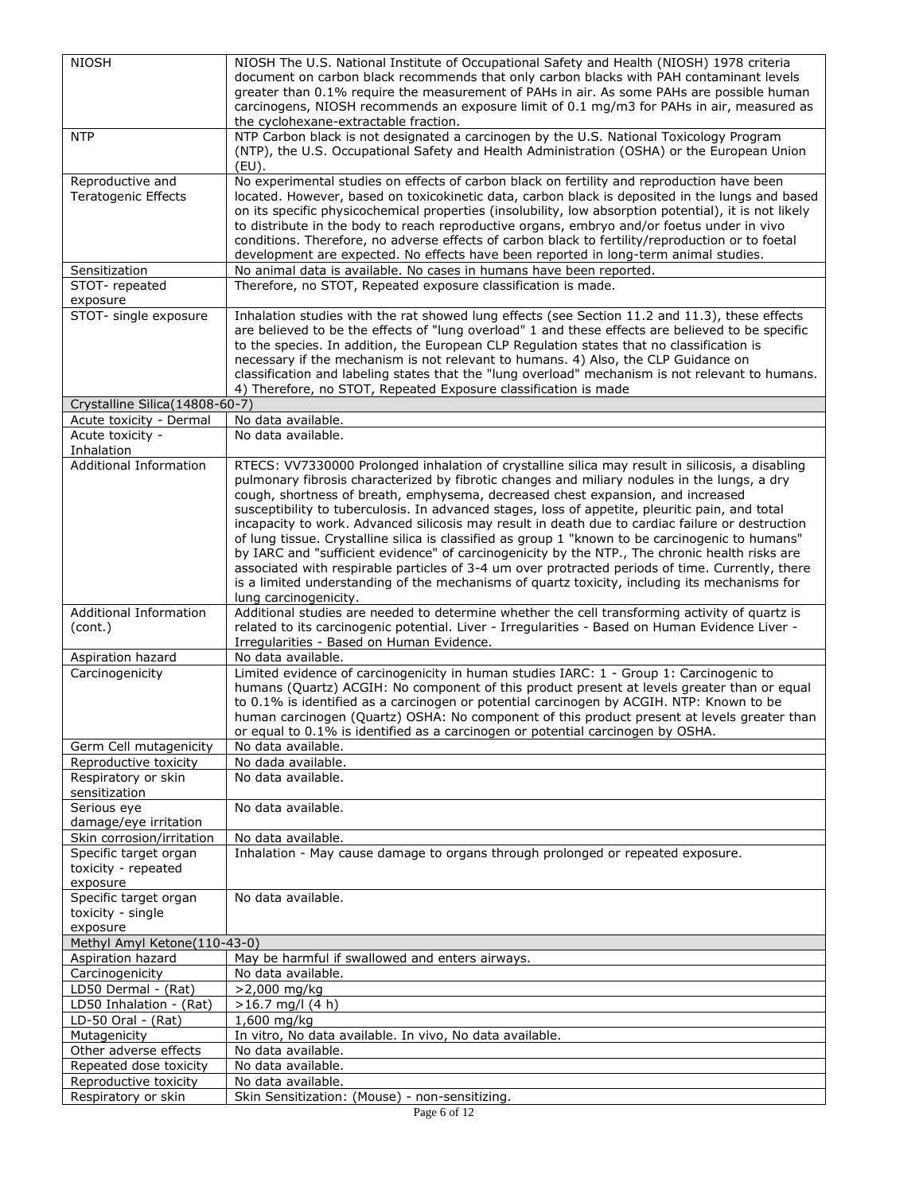| | |
|---|---|
| NIOSH | NIOSH The U.S. National Institute of Occupational Safety and Health (NIOSH) 1978 criteria document on carbon black recommends that only carbon blacks with PAH contaminant levels greater than 0.1% require the measurement of PAHs in air. As some PAHs are possible human carcinogens, NIOSH recommends an exposure limit of 0.1 mg/m3 for PAHs in air, measured as the cyclohexane-extractable fraction. |
| NTP | NTP Carbon black is not designated a carcinogen by the U.S. National Toxicology Program (NTP), the U.S. Occupational Safety and Health Administration (OSHA) or the European Union (EU). |
| Reproductive and Teratogenic Effects | No experimental studies on effects of carbon black on fertility and reproduction have been located. However, based on toxicokinetic data, carbon black is deposited in the lungs and based on its specific physicochemical properties (insolubility, low absorption potential), it is not likely to distribute in the body to reach reproductive organs, embryo and/or foetus under in vivo conditions. Therefore, no adverse effects of carbon black to fertility/reproduction or to foetal development are expected. No effects have been reported in long-term animal studies. |
| Sensitization | No animal data is available. No cases in humans have been reported. |
| STOT- repeated exposure | Therefore, no STOT, Repeated exposure classification is made. |
| STOT- single exposure | Inhalation studies with the rat showed lung effects (see Section 11.2 and 11.3), these effects are believed to be the effects of "lung overload" 1 and these effects are believed to be specific to the species. In addition, the European CLP Regulation states that no classification is necessary if the mechanism is not relevant to humans. 4) Also, the CLP Guidance on classification and labeling states that the "lung overload" mechanism is not relevant to humans. 4) Therefore, no STOT, Repeated Exposure classification is made |
| **Crystalline Silica(14808-60-7)** | |
| Acute toxicity - Dermal | No data available. |
| Acute toxicity - Inhalation | No data available. |
| Additional Information | RTECS: VV7330000 Prolonged inhalation of crystalline silica may result in silicosis, a disabling pulmonary fibrosis characterized by fibrotic changes and miliary nodules in the lungs, a dry cough, shortness of breath, emphysema, decreased chest expansion, and increased susceptibility to tuberculosis. In advanced stages, loss of appetite, pleuritic pain, and total incapacity to work. Advanced silicosis may result in death due to cardiac failure or destruction of lung tissue. Crystalline silica is classified as group 1 "known to be carcinogenic to humans" by IARC and "sufficient evidence" of carcinogenicity by the NTP., The chronic health risks are associated with respirable particles of 3-4 um over protracted periods of time. Currently, there is a limited understanding of the mechanisms of quartz toxicity, including its mechanisms for lung carcinogenicity. |
| Additional Information (cont.) | Additional studies are needed to determine whether the cell transforming activity of quartz is related to its carcinogenic potential. Liver - Irregularities - Based on Human Evidence Liver - Irregularities - Based on Human Evidence. |
| Aspiration hazard | No data available. |
| Carcinogenicity | Limited evidence of carcinogenicity in human studies IARC: 1 - Group 1: Carcinogenic to humans (Quartz) ACGIH: No component of this product present at levels greater than or equal to 0.1% is identified as a carcinogen or potential carcinogen by ACGIH. NTP: Known to be human carcinogen (Quartz) OSHA: No component of this product present at levels greater than or equal to 0.1% is identified as a carcinogen or potential carcinogen by OSHA. |
| Germ Cell mutagenicity | No data available. |
| Reproductive toxicity | No dada available. |
| Respiratory or skin sensitization | No data available. |
| Serious eye damage/eye irritation | No data available. |
| Skin corrosion/irritation | No data available. |
| Specific target organ toxicity - repeated exposure | Inhalation - May cause damage to organs through prolonged or repeated exposure. |
| Specific target organ toxicity - single exposure | No data available. |
| **Methyl Amyl Ketone(110-43-0)** | |
| Aspiration hazard | May be harmful if swallowed and enters airways. |
| Carcinogenicity | No data available. |
| LD50 Dermal - (Rat) | >2,000 mg/kg |
| LD50 Inhalation - (Rat) | >16.7 mg/l (4 h) |
| LD-50 Oral - (Rat) | 1,600 mg/kg |
| Mutagenicity | In vitro, No data available. In vivo, No data available. |
| Other adverse effects | No data available. |
| Repeated dose toxicity | No data available. |
| Reproductive toxicity | No data available. |
| Respiratory or skin | Skin Sensitization: (Mouse) - non-sensitizing. |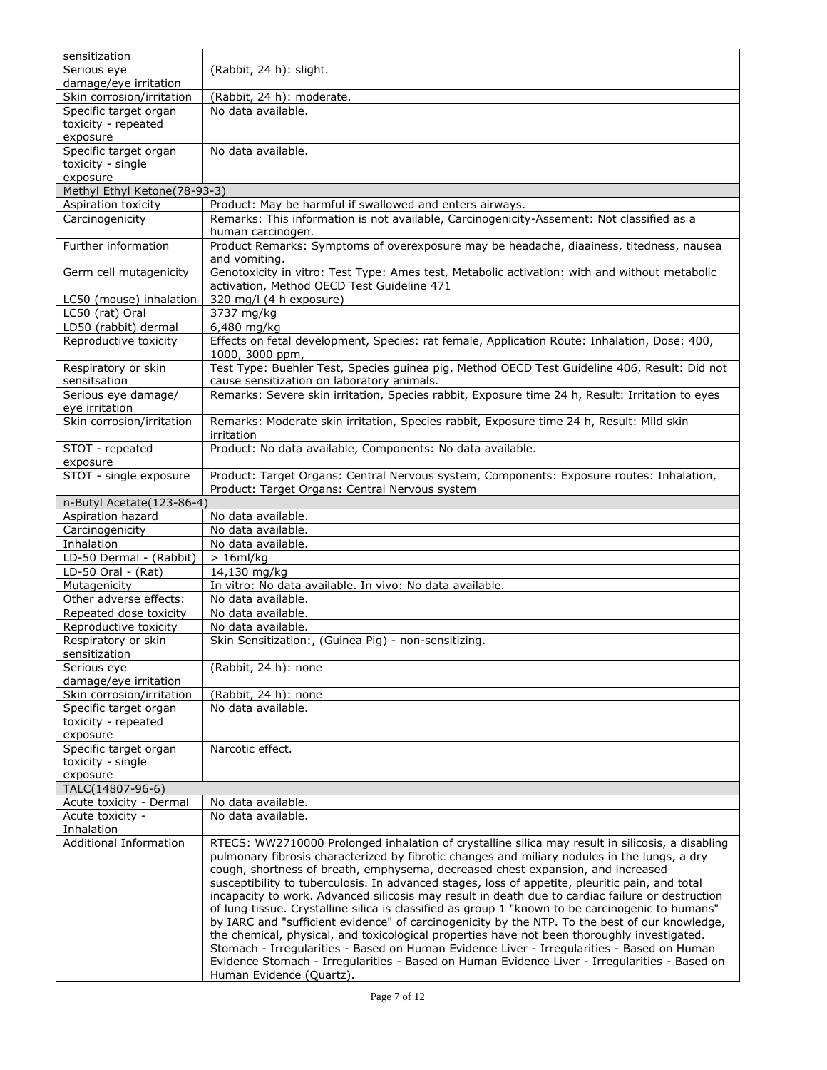| | |
|---|---|
| sensitization | |
| Serious eye damage/eye irritation | (Rabbit, 24 h): slight. |
| Skin corrosion/irritation | (Rabbit, 24 h): moderate. |
| Specific target organ toxicity - repeated exposure | No data available. |
| Specific target organ toxicity - single exposure | No data available. |
| Methyl Ethyl Ketone(78-93-3) | |
| Aspiration toxicity | Product: May be harmful if swallowed and enters airways. |
| Carcinogenicity | Remarks: This information is not available, Carcinogenicity-Assement: Not classified as a human carcinogen. |
| Further information | Product Remarks: Symptoms of overexposure may be headache, diaainess, titedness, nausea and vomiting. |
| Germ cell mutagenicity | Genotoxicity in vitro: Test Type: Ames test, Metabolic activation: with and without metabolic activation, Method OECD Test Guideline 471 |
| LC50 (mouse) inhalation | 320 mg/l (4 h exposure) |
| LC50 (rat) Oral | 3737 mg/kg |
| LD50 (rabbit) dermal | 6,480 mg/kg |
| Reproductive toxicity | Effects on fetal development, Species: rat female, Application Route: Inhalation, Dose: 400, 1000, 3000 ppm, |
| Respiratory or skin sensitsation | Test Type: Buehler Test, Species guinea pig, Method OECD Test Guideline 406, Result: Did not cause sensitization on laboratory animals. |
| Serious eye damage/ eye irritation | Remarks: Severe skin irritation, Species rabbit, Exposure time 24 h, Result: Irritation to eyes |
| Skin corrosion/irritation | Remarks: Moderate skin irritation, Species rabbit, Exposure time 24 h, Result: Mild skin irritation |
| STOT - repeated exposure | Product: No data available, Components: No data available. |
| STOT - single exposure | Product: Target Organs: Central Nervous system, Components: Exposure routes: Inhalation, Product: Target Organs: Central Nervous system |
| n-Butyl Acetate(123-86-4) | |
| Aspiration hazard | No data available. |
| Carcinogenicity | No data available. |
| Inhalation | No data available. |
| LD-50 Dermal - (Rabbit) | > 16ml/kg |
| LD-50 Oral - (Rat) | 14,130 mg/kg |
| Mutagenicity | In vitro: No data available. In vivo: No data available. |
| Other adverse effects: | No data available. |
| Repeated dose toxicity | No data available. |
| Reproductive toxicity | No data available. |
| Respiratory or skin sensitization | Skin Sensitization:, (Guinea Pig) - non-sensitizing. |
| Serious eye damage/eye irritation | (Rabbit, 24 h): none |
| Skin corrosion/irritation | (Rabbit, 24 h): none |
| Specific target organ toxicity - repeated exposure | No data available. |
| Specific target organ toxicity - single exposure | Narcotic effect. |
| TALC(14807-96-6) | |
| Acute toxicity - Dermal | No data available. |
| Acute toxicity - Inhalation | No data available. |
| Additional Information | RTECS: WW2710000 Prolonged inhalation of crystalline silica may result in silicosis, a disabling pulmonary fibrosis characterized by fibrotic changes and miliary nodules in the lungs, a dry cough, shortness of breath, emphysema, decreased chest expansion, and increased susceptibility to tuberculosis. In advanced stages, loss of appetite, pleuritic pain, and total incapacity to work. Advanced silicosis may result in death due to cardiac failure or destruction of lung tissue. Crystalline silica is classified as group 1 "known to be carcinogenic to humans" by IARC and "sufficient evidence" of carcinogenicity by the NTP. To the best of our knowledge, the chemical, physical, and toxicological properties have not been thoroughly investigated. Stomach - Irregularities - Based on Human Evidence Liver - Irregularities - Based on Human Evidence Stomach - Irregularities - Based on Human Evidence Liver - Irregularities - Based on Human Evidence (Quartz). |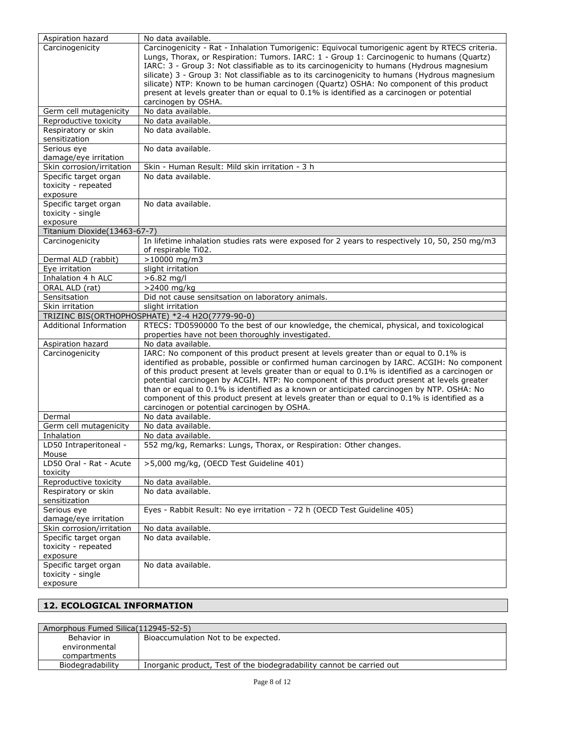| | |
|---|---|
| Aspiration hazard | No data available. |
| Carcinogenicity | Carcinogenicity - Rat - Inhalation Tumorigenic: Equivocal tumorigenic agent by RTECS criteria. Lungs, Thorax, or Respiration: Tumors. IARC: 1 - Group 1: Carcinogenic to humans (Quartz) IARC: 3 - Group 3: Not classifiable as to its carcinogenicity to humans (Hydrous magnesium silicate) 3 - Group 3: Not classifiable as to its carcinogenicity to humans (Hydrous magnesium silicate) NTP: Known to be human carcinogen (Quartz) OSHA: No component of this product present at levels greater than or equal to 0.1% is identified as a carcinogen or potential carcinogen by OSHA. |
| Germ cell mutagenicity | No data available. |
| Reproductive toxicity | No data available. |
| Respiratory or skin sensitization | No data available. |
| Serious eye damage/eye irritation | No data available. |
| Skin corrosion/irritation | Skin - Human Result: Mild skin irritation - 3 h |
| Specific target organ toxicity - repeated exposure | No data available. |
| Specific target organ toxicity - single exposure | No data available. |
| **Titanium Dioxide(13463-67-7)** | |
| Carcinogenicity | In lifetime inhalation studies rats were exposed for 2 years to respectively 10, 50, 250 mg/m3 of respirable Ti02. |
| Dermal ALD (rabbit) | >10000 mg/m3 |
| Eye irritation | slight irritation |
| Inhalation 4 h ALC | >6.82 mg/l |
| ORAL ALD (rat) | >2400 mg/kg |
| Sensitsation | Did not cause sensitsation on laboratory animals. |
| Skin irritation | slight irritation |
| **TRIZINC BIS(ORTHOPHOSPHATE) *2-4 H2O(7779-90-0)** | |
| Additional Information | RTECS: TD0590000 To the best of our knowledge, the chemical, physical, and toxicological properties have not been thoroughly investigated. |
| Aspiration hazard | No data available. |
| Carcinogenicity | IARC: No component of this product present at levels greater than or equal to 0.1% is identified as probable, possible or confirmed human carcinogen by IARC. ACGIH: No component of this product present at levels greater than or equal to 0.1% is identified as a carcinogen or potential carcinogen by ACGIH. NTP: No component of this product present at levels greater than or equal to 0.1% is identified as a known or anticipated carcinogen by NTP. OSHA: No component of this product present at levels greater than or equal to 0.1% is identified as a carcinogen or potential carcinogen by OSHA. |
| Dermal | No data available. |
| Germ cell mutagenicity | No data available. |
| Inhalation | No data available. |
| LD50 Intraperitoneal - Mouse | 552 mg/kg, Remarks: Lungs, Thorax, or Respiration: Other changes. |
| LD50 Oral - Rat - Acute toxicity | >5,000 mg/kg, (OECD Test Guideline 401) |
| Reproductive toxicity | No data available. |
| Respiratory or skin sensitization | No data available. |
| Serious eye damage/eye irritation | Eyes - Rabbit Result: No eye irritation - 72 h (OECD Test Guideline 405) |
| Skin corrosion/irritation | No data available. |
| Specific target organ toxicity - repeated exposure | No data available. |
| Specific target organ toxicity - single exposure | No data available. |

## 12. ECOLOGICAL INFORMATION

| Amorphous Fumed Silica(112945-52-5) | |
|---|---|
| Behavior in environmental compartments | Bioaccumulation Not to be expected. |
| Biodegradability | Inorganic product, Test of the biodegradability cannot be carried out |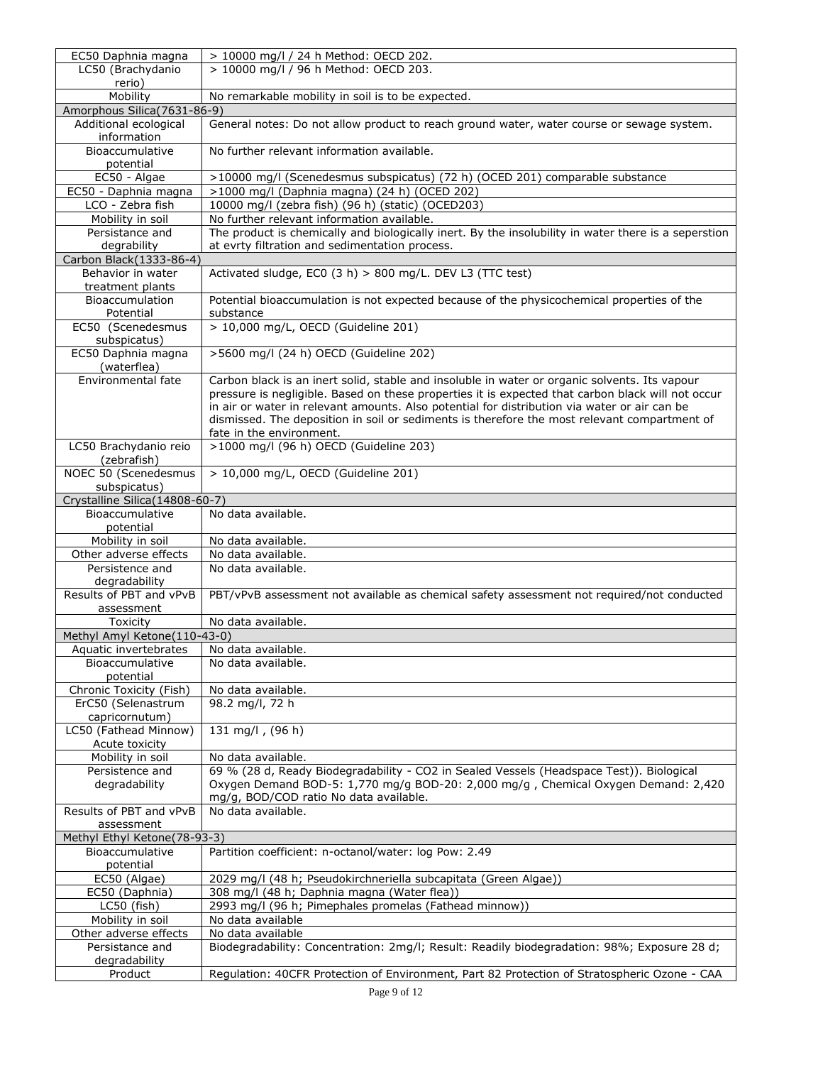| | |
|---|---|
| EC50 Daphnia magna | > 10000 mg/l / 24 h Method: OECD 202. |
| LC50 (Brachydanio rerio) | > 10000 mg/l / 96 h Method: OECD 203. |
| Mobility | No remarkable mobility in soil is to be expected. |
| **Amorphous Silica(7631-86-9)** | |
| Additional ecological information | General notes: Do not allow product to reach ground water, water course or sewage system. |
| Bioaccumulative potential | No further relevant information available. |
| EC50 - Algae | >10000 mg/l (Scenedesmus subspicatus) (72 h) (OCED 201) comparable substance |
| EC50 - Daphnia magna | >1000 mg/l (Daphnia magna) (24 h) (OCED 202) |
| LCO - Zebra fish | 10000 mg/l (zebra fish) (96 h) (static) (OCED203) |
| Mobility in soil | No further relevant information available. |
| Persistance and degrability | The product is chemically and biologically inert. By the insolubility in water there is a seperstion at evrty filtration and sedimentation process. |
| **Carbon Black(1333-86-4)** | |
| Behavior in water treatment plants | Activated sludge, EC0 (3 h) > 800 mg/L. DEV L3 (TTC test) |
| Bioaccumulation Potential | Potential bioaccumulation is not expected because of the physicochemical properties of the substance |
| EC50 (Scenedesmus subspicatus) | > 10,000 mg/L, OECD (Guideline 201) |
| EC50 Daphnia magna (waterflea) | >5600 mg/l (24 h) OECD (Guideline 202) |
| Environmental fate | Carbon black is an inert solid, stable and insoluble in water or organic solvents. Its vapour pressure is negligible. Based on these properties it is expected that carbon black will not occur in air or water in relevant amounts. Also potential for distribution via water or air can be dismissed. The deposition in soil or sediments is therefore the most relevant compartment of fate in the environment. |
| LC50 Brachydanio reio (zebrafish) | >1000 mg/l (96 h) OECD (Guideline 203) |
| NOEC 50 (Scenedesmus subspicatus) | > 10,000 mg/L, OECD (Guideline 201) |
| **Crystalline Silica(14808-60-7)** | |
| Bioaccumulative potential | No data available. |
| Mobility in soil | No data available. |
| Other adverse effects | No data available. |
| Persistence and degradability | No data available. |
| Results of PBT and vPvB assessment | PBT/vPvB assessment not available as chemical safety assessment not required/not conducted |
| Toxicity | No data available. |
| **Methyl Amyl Ketone(110-43-0)** | |
| Aquatic invertebrates | No data available. |
| Bioaccumulative potential | No data available. |
| Chronic Toxicity (Fish) | No data available. |
| ErC50 (Selenastrum capricornutum) | 98.2 mg/l, 72 h |
| LC50 (Fathead Minnow) Acute toxicity | 131 mg/l , (96 h) |
| Mobility in soil | No data available. |
| Persistence and degradability | 69 % (28 d, Ready Biodegradability - CO2 in Sealed Vessels (Headspace Test)). Biological Oxygen Demand BOD-5: 1,770 mg/g BOD-20: 2,000 mg/g , Chemical Oxygen Demand: 2,420 mg/g, BOD/COD ratio No data available. |
| Results of PBT and vPvB assessment | No data available. |
| **Methyl Ethyl Ketone(78-93-3)** | |
| Bioaccumulative potential | Partition coefficient: n-octanol/water: log Pow: 2.49 |
| EC50 (Algae) | 2029 mg/l (48 h; Pseudokirchneriella subcapitata (Green Algae)) |
| EC50 (Daphnia) | 308 mg/l (48 h; Daphnia magna (Water flea)) |
| LC50 (fish) | 2993 mg/l (96 h; Pimephales promelas (Fathead minnow)) |
| Mobility in soil | No data available |
| Other adverse effects | No data available |
| Persistance and degradability | Biodegradability: Concentration: 2mg/l; Result: Readily biodegradation: 98%; Exposure 28 d; |
| Product | Regulation: 40CFR Protection of Environment, Part 82 Protection of Stratospheric Ozone - CAA |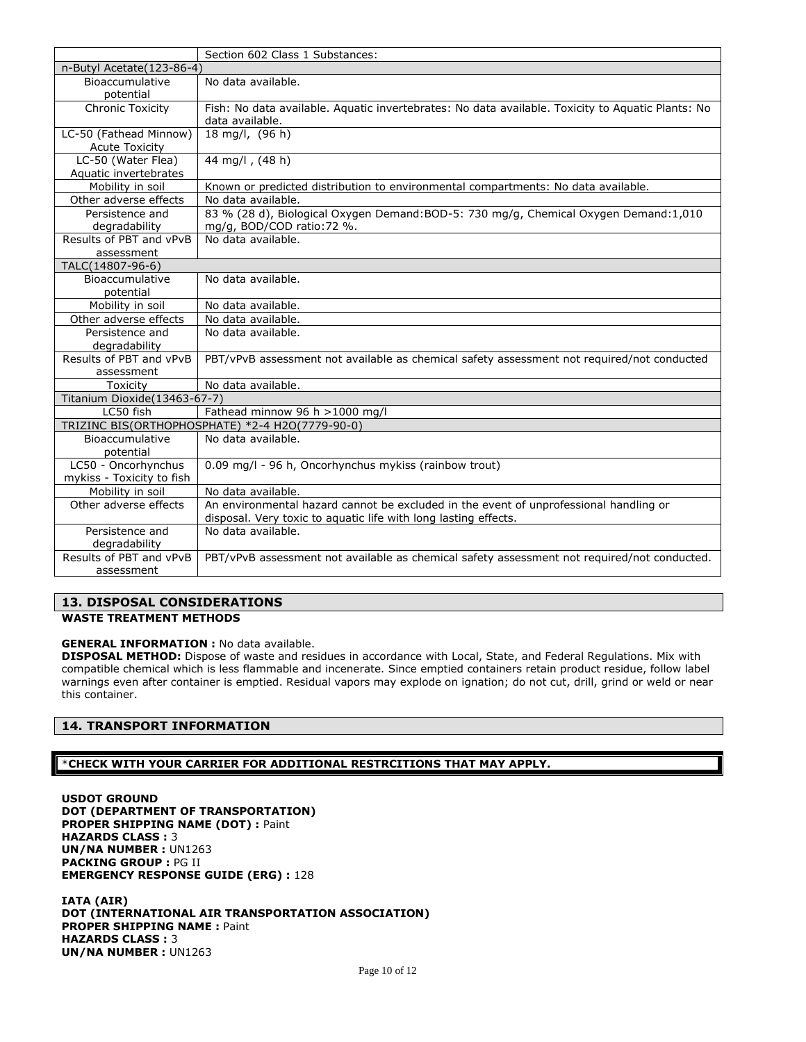|  | Section 602 Class 1 Substances: |
|---|---|
| n-Butyl Acetate(123-86-4) | |
| Bioaccumulative potential | No data available. |
| Chronic Toxicity | Fish: No data available. Aquatic invertebrates: No data available. Toxicity to Aquatic Plants: No data available. |
| LC-50 (Fathead Minnow) Acute Toxicity | 18 mg/l, (96 h) |
| LC-50 (Water Flea) Aquatic invertebrates | 44 mg/l , (48 h) |
| Mobility in soil | Known or predicted distribution to environmental compartments: No data available. |
| Other adverse effects | No data available. |
| Persistence and degradability | 83 % (28 d), Biological Oxygen Demand:BOD-5: 730 mg/g, Chemical Oxygen Demand:1,010 mg/g, BOD/COD ratio:72 %. |
| Results of PBT and vPvB assessment | No data available. |
| TALC(14807-96-6) | |
| Bioaccumulative potential | No data available. |
| Mobility in soil | No data available. |
| Other adverse effects | No data available. |
| Persistence and degradability | No data available. |
| Results of PBT and vPvB assessment | PBT/vPvB assessment not available as chemical safety assessment not required/not conducted |
| Toxicity | No data available. |
| Titanium Dioxide(13463-67-7) | |
| LC50 fish | Fathead minnow 96 h >1000 mg/l |
| TRIZINC BIS(ORTHOPHOSPHATE) *2-4 H2O(7779-90-0) | |
| Bioaccumulative potential | No data available. |
| LC50 - Oncorhynchus mykiss - Toxicity to fish | 0.09 mg/l - 96 h, Oncorhynchus mykiss (rainbow trout) |
| Mobility in soil | No data available. |
| Other adverse effects | An environmental hazard cannot be excluded in the event of unprofessional handling or disposal. Very toxic to aquatic life with long lasting effects. |
| Persistence and degradability | No data available. |
| Results of PBT and vPvB assessment | PBT/vPvB assessment not available as chemical safety assessment not required/not conducted. |

## 13. DISPOSAL CONSIDERATIONS

**WASTE TREATMENT METHODS**

**GENERAL INFORMATION :** No data available.
**DISPOSAL METHOD:** Dispose of waste and residues in accordance with Local, State, and Federal Regulations. Mix with compatible chemical which is less flammable and incenerate. Since emptied containers retain product residue, follow label warnings even after container is emptied. Residual vapors may explode on ignation; do not cut, drill, grind or weld or near this container.

## 14. TRANSPORT INFORMATION

***CHECK WITH YOUR CARRIER FOR ADDITIONAL RESTRCITIONS THAT MAY APPLY.**

**USDOT GROUND**
**DOT (DEPARTMENT OF TRANSPORTATION)**
**PROPER SHIPPING NAME (DOT) :** Paint
**HAZARDS CLASS :** 3
**UN/NA NUMBER :** UN1263
**PACKING GROUP :** PG II
**EMERGENCY RESPONSE GUIDE (ERG) :** 128

**IATA (AIR)**
**DOT (INTERNATIONAL AIR TRANSPORTATION ASSOCIATION)**
**PROPER SHIPPING NAME :** Paint
**HAZARDS CLASS :** 3
**UN/NA NUMBER :** UN1263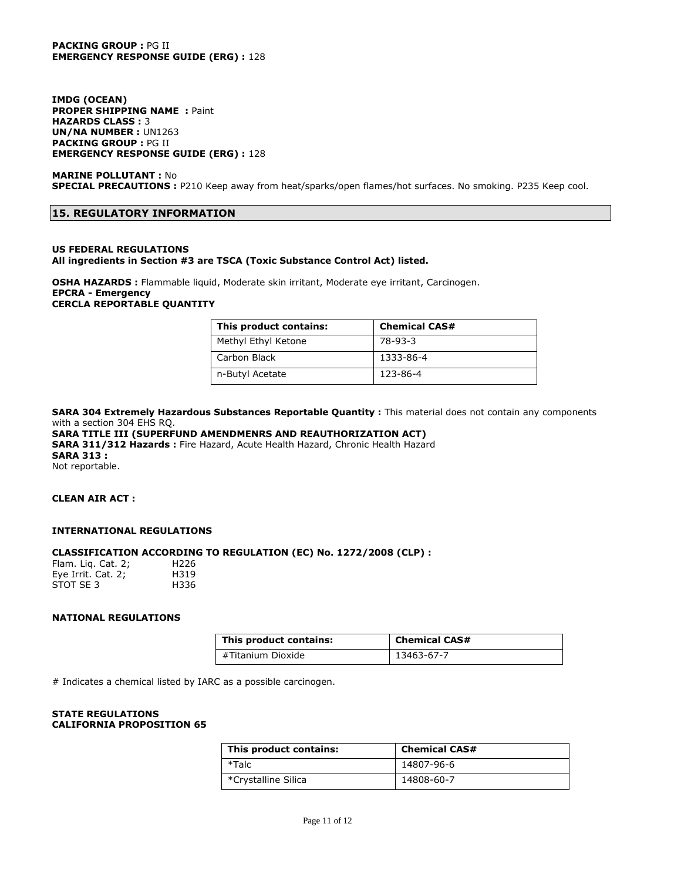**PACKING GROUP :** PG II
**EMERGENCY RESPONSE GUIDE (ERG) :** 128

**IMDG (OCEAN)**
**PROPER SHIPPING NAME :** Paint
**HAZARDS CLASS :** 3
**UN/NA NUMBER :** UN1263
**PACKING GROUP :** PG II
**EMERGENCY RESPONSE GUIDE (ERG) :** 128

**MARINE POLLUTANT :** No
**SPECIAL PRECAUTIONS :** P210 Keep away from heat/sparks/open flames/hot surfaces. No smoking. P235 Keep cool.

## 15. REGULATORY INFORMATION

**US FEDERAL REGULATIONS**
**All ingredients in Section #3 are TSCA (Toxic Substance Control Act) listed.**

**OSHA HAZARDS :** Flammable liquid, Moderate skin irritant, Moderate eye irritant, Carcinogen.
**EPCRA - Emergency**
**CERCLA REPORTABLE QUANTITY**

| This product contains: | Chemical CAS# |
|---|---|
| Methyl Ethyl Ketone | 78-93-3 |
| Carbon Black | 1333-86-4 |
| n-Butyl Acetate | 123-86-4 |

**SARA 304 Extremely Hazardous Substances Reportable Quantity :** This material does not contain any components with a section 304 EHS RQ.
**SARA TITLE III (SUPERFUND AMENDMENRS AND REAUTHORIZATION ACT)**
**SARA 311/312 Hazards :** Fire Hazard, Acute Health Hazard, Chronic Health Hazard
**SARA 313 :**
Not reportable.

**CLEAN AIR ACT :**

**INTERNATIONAL REGULATIONS**

**CLASSIFICATION ACCORDING TO REGULATION (EC) No. 1272/2008 (CLP) :**
Flam. Liq. Cat. 2; H226
Eye Irrit. Cat. 2; H319
STOT SE 3 H336

**NATIONAL REGULATIONS**

| This product contains: | Chemical CAS# |
|---|---|
| #Titanium Dioxide | 13463-67-7 |

# Indicates a chemical listed by IARC as a possible carcinogen.

**STATE REGULATIONS**
**CALIFORNIA PROPOSITION 65**

| This product contains: | Chemical CAS# |
|---|---|
| *Talc | 14807-96-6 |
| *Crystalline Silica | 14808-60-7 |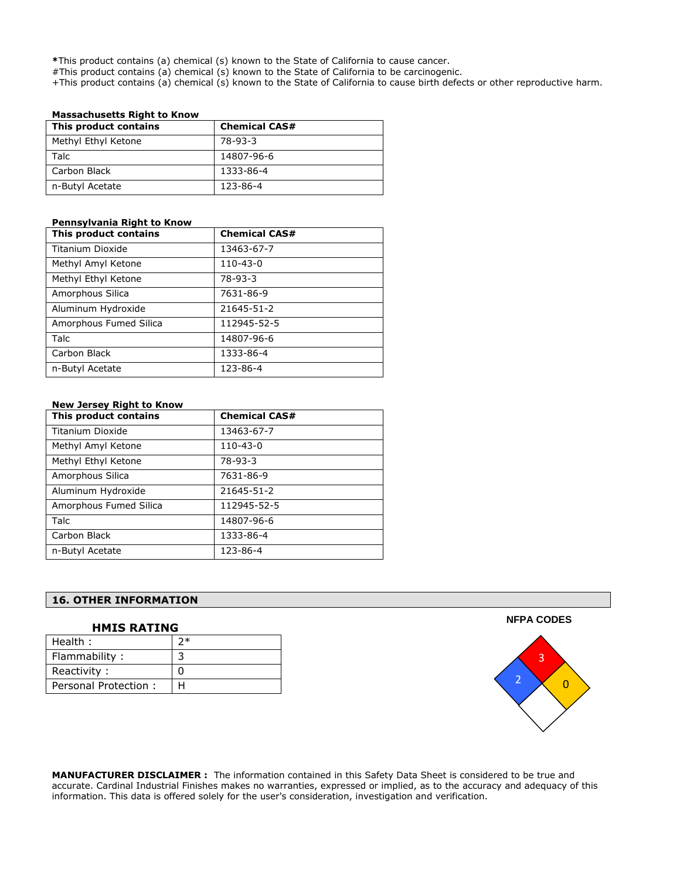*This product contains (a) chemical (s) known to the State of California to cause cancer.
#This product contains (a) chemical (s) known to the State of California to be carcinogenic.
+This product contains (a) chemical (s) known to the State of California to cause birth defects or other reproductive harm.

**Massachusetts Right to Know**

| This product contains | Chemical CAS# |
|---|---|
| Methyl Ethyl Ketone | 78-93-3 |
| Talc | 14807-96-6 |
| Carbon Black | 1333-86-4 |
| n-Butyl Acetate | 123-86-4 |

**Pennsylvania Right to Know**

| This product contains | Chemical CAS# |
|---|---|
| Titanium Dioxide | 13463-67-7 |
| Methyl Amyl Ketone | 110-43-0 |
| Methyl Ethyl Ketone | 78-93-3 |
| Amorphous Silica | 7631-86-9 |
| Aluminum Hydroxide | 21645-51-2 |
| Amorphous Fumed Silica | 112945-52-5 |
| Talc | 14807-96-6 |
| Carbon Black | 1333-86-4 |
| n-Butyl Acetate | 123-86-4 |

**New Jersey Right to Know**

| This product contains | Chemical CAS# |
|---|---|
| Titanium Dioxide | 13463-67-7 |
| Methyl Amyl Ketone | 110-43-0 |
| Methyl Ethyl Ketone | 78-93-3 |
| Amorphous Silica | 7631-86-9 |
| Aluminum Hydroxide | 21645-51-2 |
| Amorphous Fumed Silica | 112945-52-5 |
| Talc | 14807-96-6 |
| Carbon Black | 1333-86-4 |
| n-Butyl Acetate | 123-86-4 |

## 16. OTHER INFORMATION

### HMIS RATING

| | |
|---|---|
| Health : | 2* |
| Flammability : | 3 |
| Reactivity : | 0 |
| Personal Protection : | H |

**NFPA CODES**

3
2
0

**MANUFACTURER DISCLAIMER :** The information contained in this Safety Data Sheet is considered to be true and accurate. Cardinal Industrial Finishes makes no warranties, expressed or implied, as to the accuracy and adequacy of this information. This data is offered solely for the user's consideration, investigation and verification.